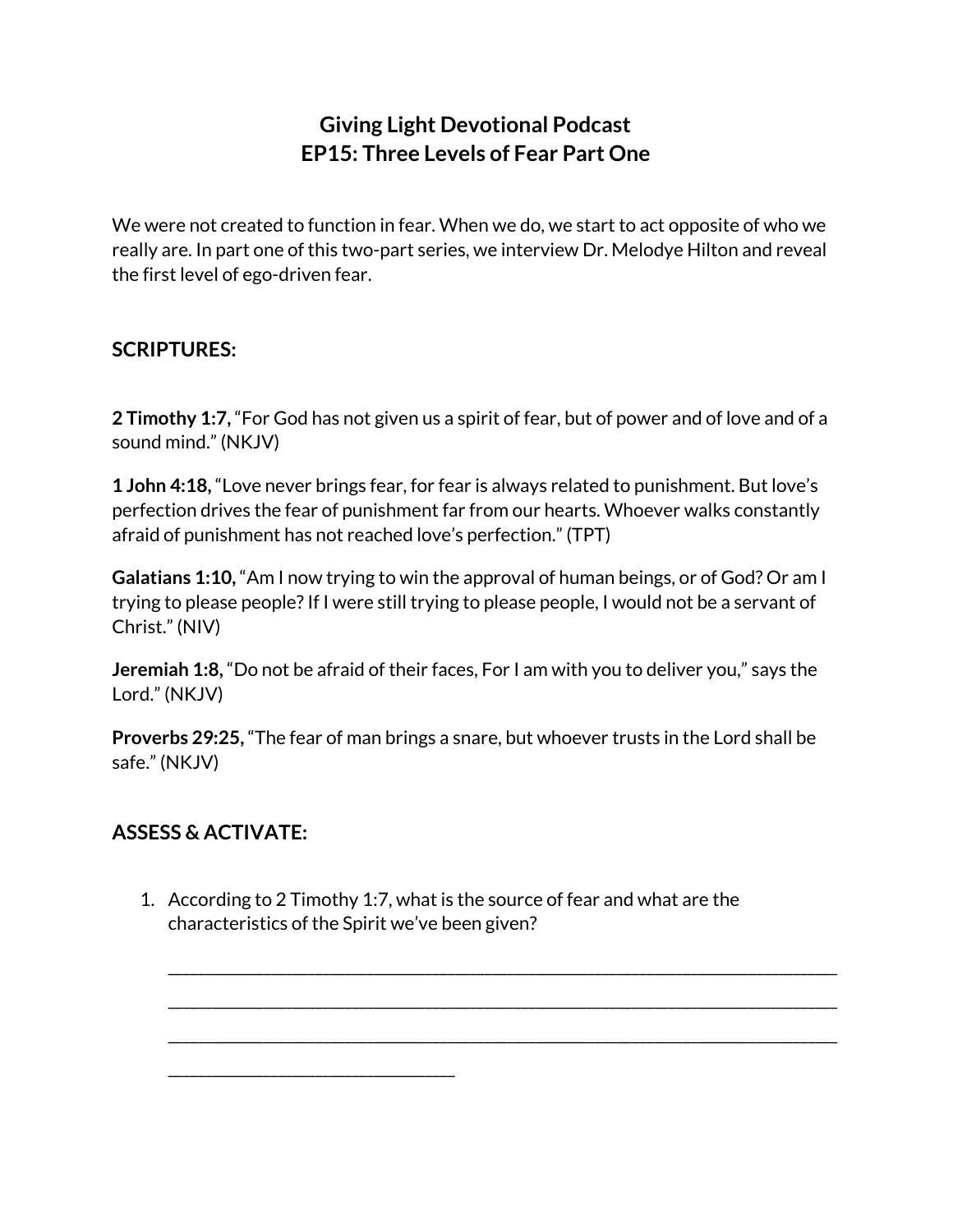# Giving Light Devotional Podcast
# EP15: Three Levels of Fear Part One

We were not created to function in fear. When we do, we start to act opposite of who we really are. In part one of this two-part series, we interview Dr. Melodye Hilton and reveal the first level of ego-driven fear.

## SCRIPTURES:

**2 Timothy 1:7,** "For God has not given us a spirit of fear, but of power and of love and of a sound mind." (NKJV)

**1 John 4:18,** "Love never brings fear, for fear is always related to punishment. But love's perfection drives the fear of punishment far from our hearts. Whoever walks constantly afraid of punishment has not reached love's perfection." (TPT)

**Galatians 1:10,** "Am I now trying to win the approval of human beings, or of God? Or am I trying to please people? If I were still trying to please people, I would not be a servant of Christ." (NIV)

**Jeremiah 1:8,** "Do not be afraid of their faces, For I am with you to deliver you," says the Lord." (NKJV)

**Proverbs 29:25,** "The fear of man brings a snare, but whoever trusts in the Lord shall be safe." (NKJV)

## ASSESS & ACTIVATE:

1. According to 2 Timothy 1:7, what is the source of fear and what are the characteristics of the Spirit we've been given?

   ___________________________________________________________________________

   ___________________________________________________________________________

   ___________________________________________________________________________

   ________________________________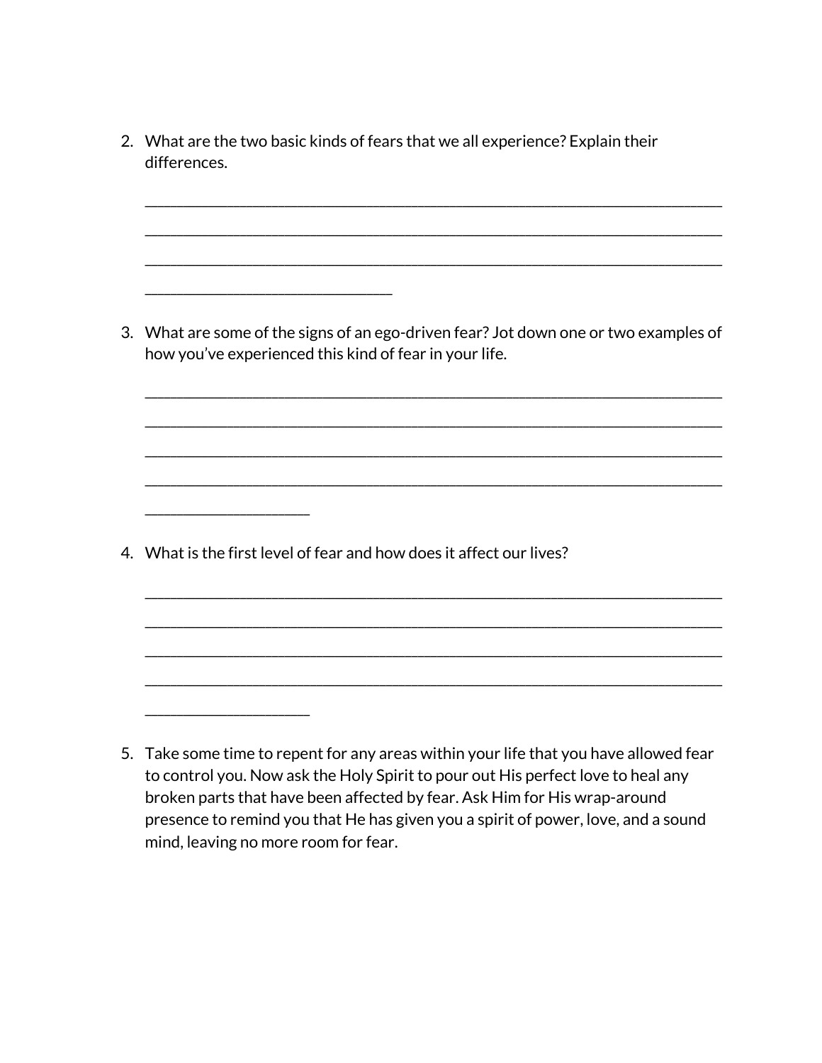2. What are the two basic kinds of fears that we all experience? Explain their differences.

   ___________________________________________________________________________

   ___________________________________________________________________________

   ___________________________________________________________________________

   ________________________________

3. What are some of the signs of an ego-driven fear? Jot down one or two examples of how you've experienced this kind of fear in your life.

   ___________________________________________________________________________

   ___________________________________________________________________________

   ___________________________________________________________________________

   ___________________________________________________________________________

   _____________________

4. What is the first level of fear and how does it affect our lives?

   ___________________________________________________________________________

   ___________________________________________________________________________

   ___________________________________________________________________________

   ___________________________________________________________________________

   _____________________

5. Take some time to repent for any areas within your life that you have allowed fear to control you. Now ask the Holy Spirit to pour out His perfect love to heal any broken parts that have been affected by fear. Ask Him for His wrap-around presence to remind you that He has given you a spirit of power, love, and a sound mind, leaving no more room for fear.